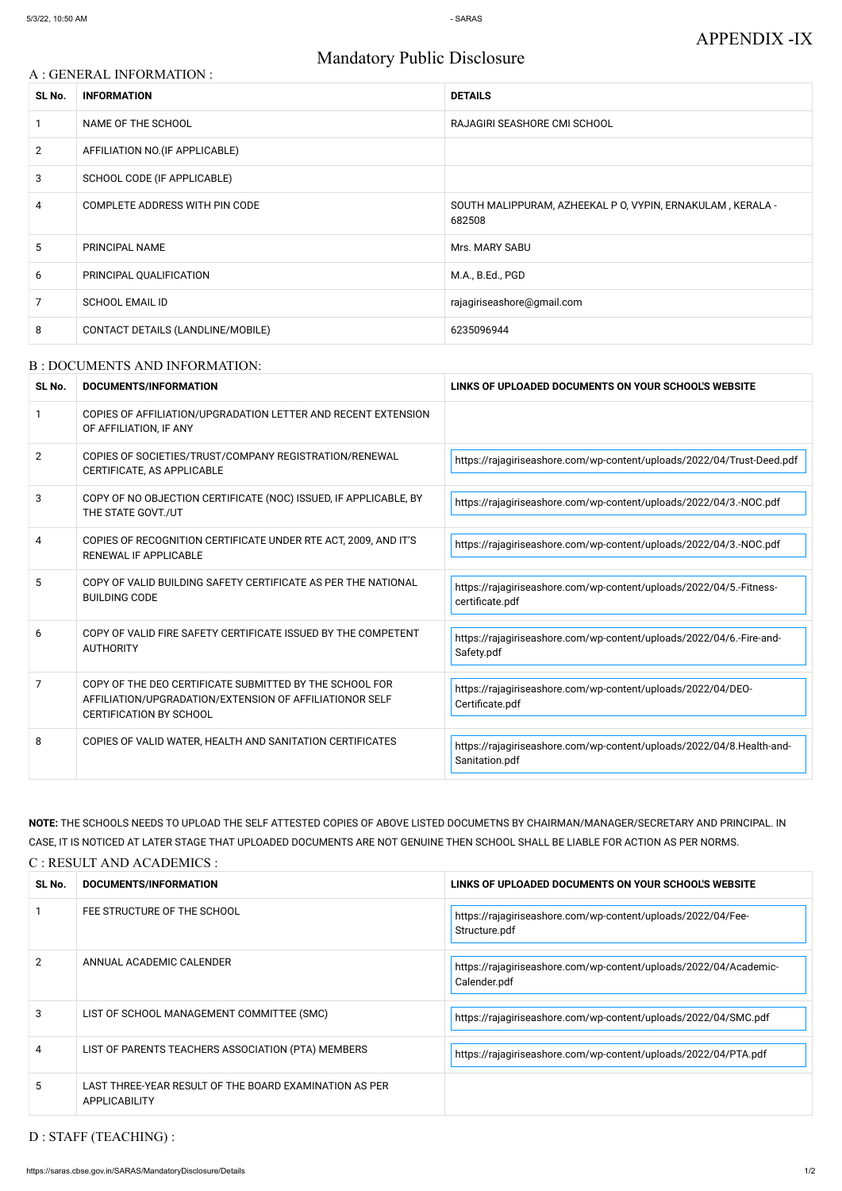APPENDIX -IX

# Mandatory Public Disclosure

## A : GENERAL INFORMATION :

| SL No. | INFORMATION | DETAILS |
|---|---|---|
| 1 | NAME OF THE SCHOOL | RAJAGIRI SEASHORE CMI SCHOOL |
| 2 | AFFILIATION NO.(IF APPLICABLE) | |
| 3 | SCHOOL CODE (IF APPLICABLE) | |
| 4 | COMPLETE ADDRESS WITH PIN CODE | SOUTH MALIPPURAM, AZHEEKAL P O, VYPIN, ERNAKULAM , KERALA - 682508 |
| 5 | PRINCIPAL NAME | Mrs. MARY SABU |
| 6 | PRINCIPAL QUALIFICATION | M.A., B.Ed., PGD |
| 7 | SCHOOL EMAIL ID | rajagiriseashore@gmail.com |
| 8 | CONTACT DETAILS (LANDLINE/MOBILE) | 6235096944 |

## B : DOCUMENTS AND INFORMATION:

| SL No. | DOCUMENTS/INFORMATION | LINKS OF UPLOADED DOCUMENTS ON YOUR SCHOOL'S WEBSITE |
|---|---|---|
| 1 | COPIES OF AFFILIATION/UPGRADATION LETTER AND RECENT EXTENSION OF AFFILIATION, IF ANY | |
| 2 | COPIES OF SOCIETIES/TRUST/COMPANY REGISTRATION/RENEWAL CERTIFICATE, AS APPLICABLE | https://rajagiriseashore.com/wp-content/uploads/2022/04/Trust-Deed.pdf |
| 3 | COPY OF NO OBJECTION CERTIFICATE (NOC) ISSUED, IF APPLICABLE, BY THE STATE GOVT./UT | https://rajagiriseashore.com/wp-content/uploads/2022/04/3.-NOC.pdf |
| 4 | COPIES OF RECOGNITION CERTIFICATE UNDER RTE ACT, 2009, AND IT'S RENEWAL IF APPLICABLE | https://rajagiriseashore.com/wp-content/uploads/2022/04/3.-NOC.pdf |
| 5 | COPY OF VALID BUILDING SAFETY CERTIFICATE AS PER THE NATIONAL BUILDING CODE | https://rajagiriseashore.com/wp-content/uploads/2022/04/5.-Fitness-certificate.pdf |
| 6 | COPY OF VALID FIRE SAFETY CERTIFICATE ISSUED BY THE COMPETENT AUTHORITY | https://rajagiriseashore.com/wp-content/uploads/2022/04/6.-Fire-and-Safety.pdf |
| 7 | COPY OF THE DEO CERTIFICATE SUBMITTED BY THE SCHOOL FOR AFFILIATION/UPGRADATION/EXTENSION OF AFFILIATIONOR SELF CERTIFICATION BY SCHOOL | https://rajagiriseashore.com/wp-content/uploads/2022/04/DEO-Certificate.pdf |
| 8 | COPIES OF VALID WATER, HEALTH AND SANITATION CERTIFICATES | https://rajagiriseashore.com/wp-content/uploads/2022/04/8.Health-and-Sanitation.pdf |

**NOTE:** THE SCHOOLS NEEDS TO UPLOAD THE SELF ATTESTED COPIES OF ABOVE LISTED DOCUMETNS BY CHAIRMAN/MANAGER/SECRETARY AND PRINCIPAL. IN CASE, IT IS NOTICED AT LATER STAGE THAT UPLOADED DOCUMENTS ARE NOT GENUINE THEN SCHOOL SHALL BE LIABLE FOR ACTION AS PER NORMS.

## C : RESULT AND ACADEMICS :

| SL No. | DOCUMENTS/INFORMATION | LINKS OF UPLOADED DOCUMENTS ON YOUR SCHOOL'S WEBSITE |
|---|---|---|
| 1 | FEE STRUCTURE OF THE SCHOOL | https://rajagiriseashore.com/wp-content/uploads/2022/04/Fee-Structure.pdf |
| 2 | ANNUAL ACADEMIC CALENDER | https://rajagiriseashore.com/wp-content/uploads/2022/04/Academic-Calender.pdf |
| 3 | LIST OF SCHOOL MANAGEMENT COMMITTEE (SMC) | https://rajagiriseashore.com/wp-content/uploads/2022/04/SMC.pdf |
| 4 | LIST OF PARENTS TEACHERS ASSOCIATION (PTA) MEMBERS | https://rajagiriseashore.com/wp-content/uploads/2022/04/PTA.pdf |
| 5 | LAST THREE-YEAR RESULT OF THE BOARD EXAMINATION AS PER APPLICABILITY | |

## D : STAFF (TEACHING) :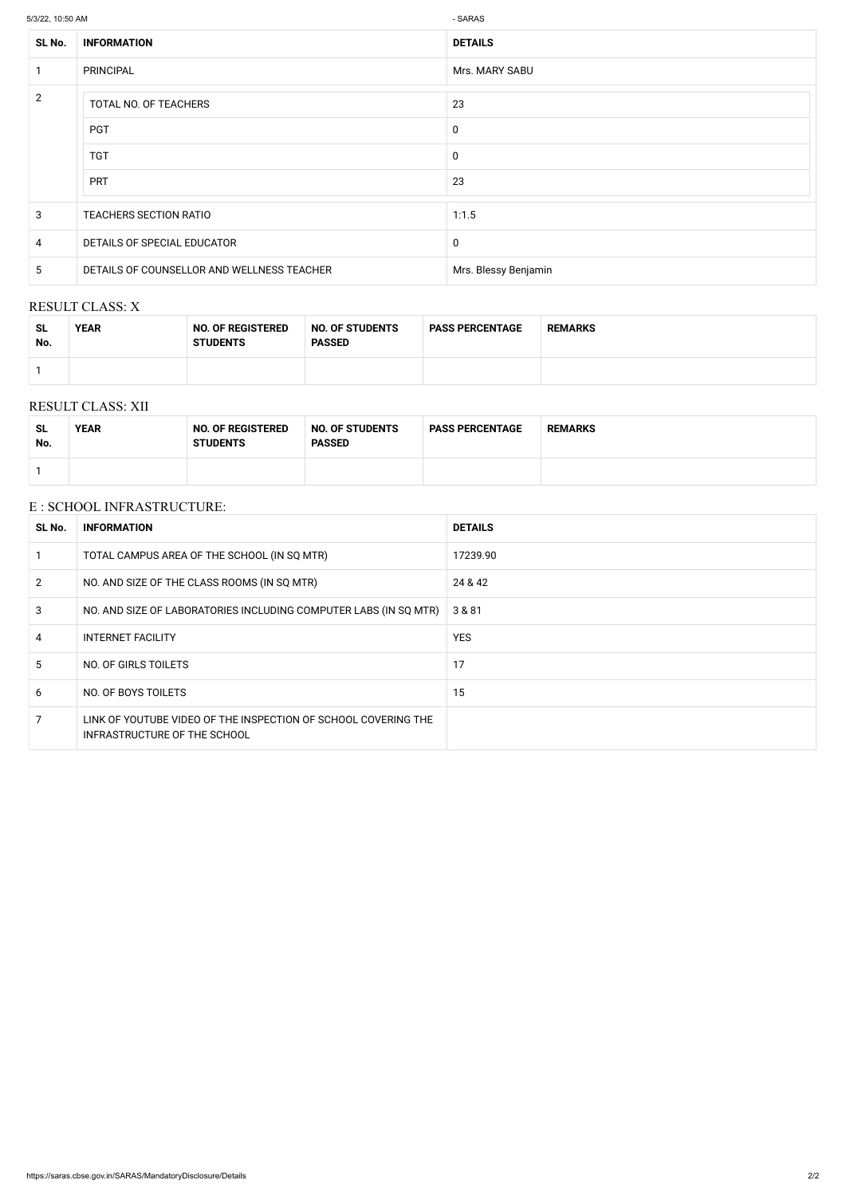| SL No. | INFORMATION | DETAILS |
|---|---|---|
| 1 | PRINCIPAL | Mrs. MARY SABU |
| 2 | TOTAL NO. OF TEACHERS | 23 |
| | PGT | 0 |
| | TGT | 0 |
| | PRT | 23 |
| 3 | TEACHERS SECTION RATIO | 1:1.5 |
| 4 | DETAILS OF SPECIAL EDUCATOR | 0 |
| 5 | DETAILS OF COUNSELLOR AND WELLNESS TEACHER | Mrs. Blessy Benjamin |

## RESULT CLASS: X

| SL No. | YEAR | NO. OF REGISTERED STUDENTS | NO. OF STUDENTS PASSED | PASS PERCENTAGE | REMARKS |
|---|---|---|---|---|---|
| 1 | | | | | |

## RESULT CLASS: XII

| SL No. | YEAR | NO. OF REGISTERED STUDENTS | NO. OF STUDENTS PASSED | PASS PERCENTAGE | REMARKS |
|---|---|---|---|---|---|
| 1 | | | | | |

## E : SCHOOL INFRASTRUCTURE:

| SL No. | INFORMATION | DETAILS |
|---|---|---|
| 1 | TOTAL CAMPUS AREA OF THE SCHOOL (IN SQ MTR) | 17239.90 |
| 2 | NO. AND SIZE OF THE CLASS ROOMS (IN SQ MTR) | 24 & 42 |
| 3 | NO. AND SIZE OF LABORATORIES INCLUDING COMPUTER LABS (IN SQ MTR) | 3 & 81 |
| 4 | INTERNET FACILITY | YES |
| 5 | NO. OF GIRLS TOILETS | 17 |
| 6 | NO. OF BOYS TOILETS | 15 |
| 7 | LINK OF YOUTUBE VIDEO OF THE INSPECTION OF SCHOOL COVERING THE INFRASTRUCTURE OF THE SCHOOL | |